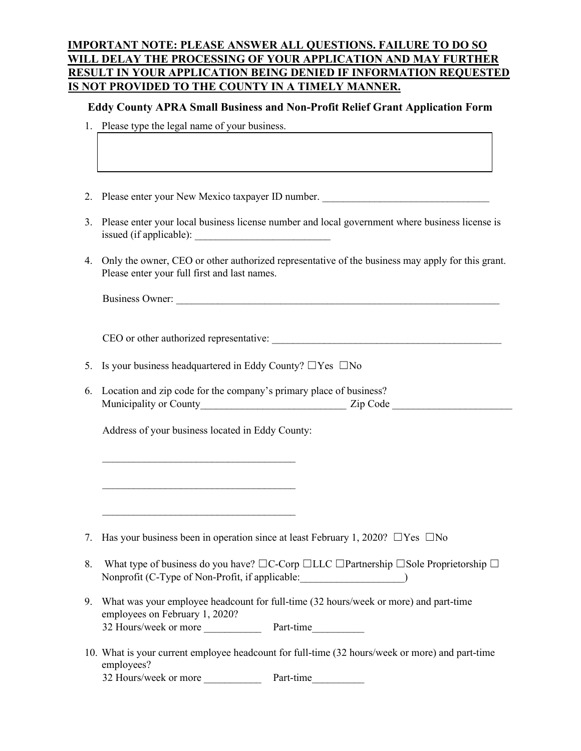**IMPORTANT NOTE: PLEASE ANSWER ALL QUESTIONS. FAILURE TO DO SO WILL DELAY THE PROCESSING OF YOUR APPLICATION AND MAY FURTHER RESULT IN YOUR APPLICATION BEING DENIED IF INFORMATION REQUESTED IS NOT PROVIDED TO THE COUNTY IN A TIMELY MANNER.**

**Eddy County APRA Small Business and Non-Profit Relief Grant Application Form**

1. Please type the legal name of your business.

2. Please enter your New Mexico taxpayer ID number. ________________________________

3. Please enter your local business license number and local government where business license is issued (if applicable): __________________________

4. Only the owner, CEO or other authorized representative of the business may apply for this grant. Please enter your full first and last names.

   Business Owner: _________________________________________________________________

   CEO or other authorized representative: ______________________________________________

5. Is your business headquartered in Eddy County? ☐Yes ☐No

6. Location and zip code for the company's primary place of business?
   Municipality or County____________________________ Zip Code _______________________

   Address of your business located in Eddy County:

   ______________________________________

   ______________________________________

   ______________________________________

7. Has your business been in operation since at least February 1, 2020? ☐Yes ☐No

8. What type of business do you have? ☐C-Corp ☐LLC ☐Partnership ☐Sole Proprietorship ☐ Nonprofit (C-Type of Non-Profit, if applicable:___________________)

9. What was your employee headcount for full-time (32 hours/week or more) and part-time employees on February 1, 2020?
   32 Hours/week or more ___________ Part-time__________

10. What is your current employee headcount for full-time (32 hours/week or more) and part-time employees?
    32 Hours/week or more ___________ Part-time__________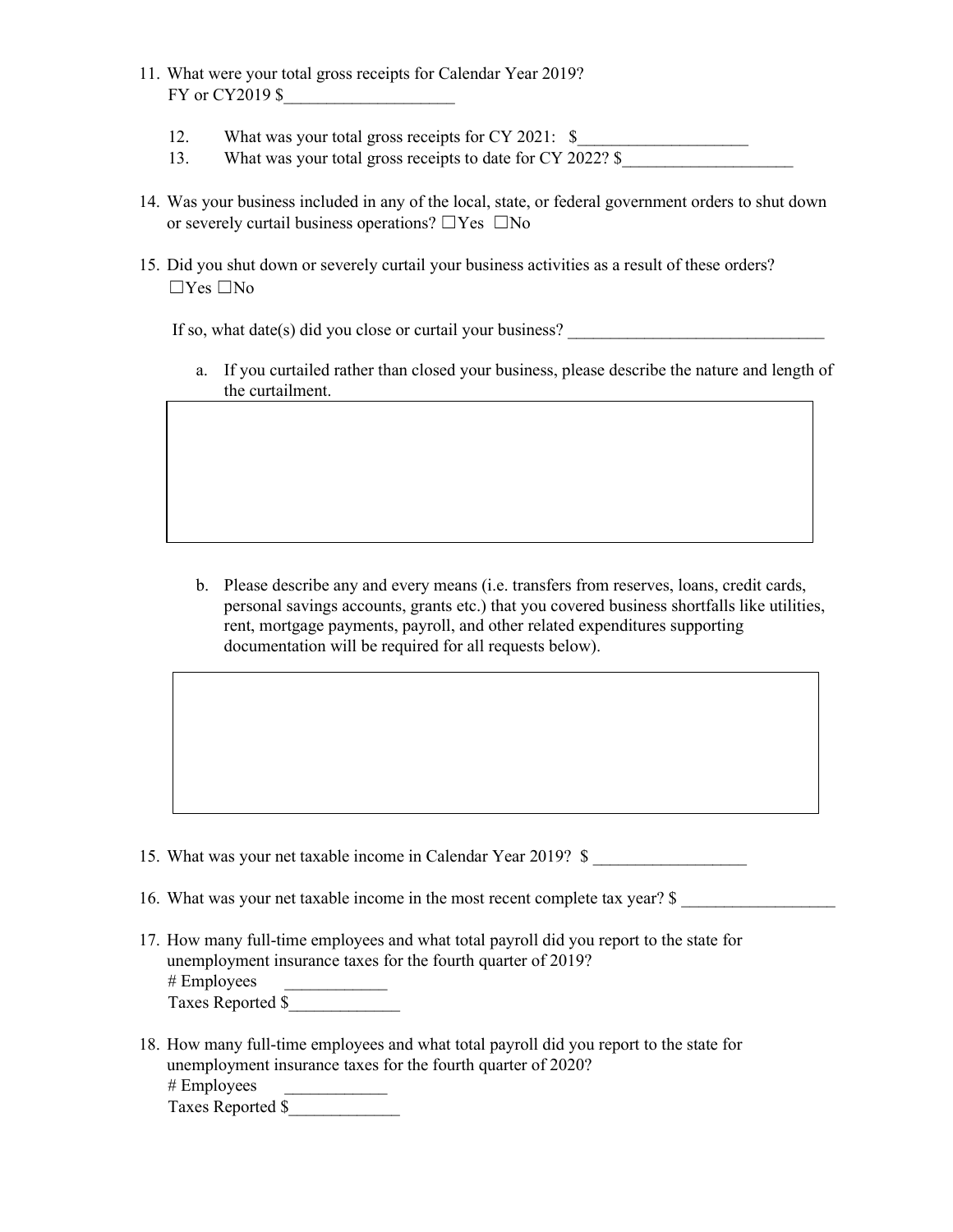11. What were your total gross receipts for Calendar Year 2019?
    FY or CY2019 $____________________

    12. What was your total gross receipts for CY 2021: $____________________
    13. What was your total gross receipts to date for CY 2022? $____________________

14. Was your business included in any of the local, state, or federal government orders to shut down or severely curtail business operations? ☐Yes ☐No

15. Did you shut down or severely curtail your business activities as a result of these orders?
    ☐Yes ☐No

    If so, what date(s) did you close or curtail your business? ______________________________

    a. If you curtailed rather than closed your business, please describe the nature and length of the curtailment.

| |
|---|
| |

    b. Please describe any and every means (i.e. transfers from reserves, loans, credit cards, personal savings accounts, grants etc.) that you covered business shortfalls like utilities, rent, mortgage payments, payroll, and other related expenditures supporting documentation will be required for all requests below).

| |
|---|
| |

15. What was your net taxable income in Calendar Year 2019? $ __________________

16. What was your net taxable income in the most recent complete tax year? $ __________________

17. How many full-time employees and what total payroll did you report to the state for unemployment insurance taxes for the fourth quarter of 2019?
    # Employees ____________
    Taxes Reported $_____________

18. How many full-time employees and what total payroll did you report to the state for unemployment insurance taxes for the fourth quarter of 2020?
    # Employees ____________
    Taxes Reported $_____________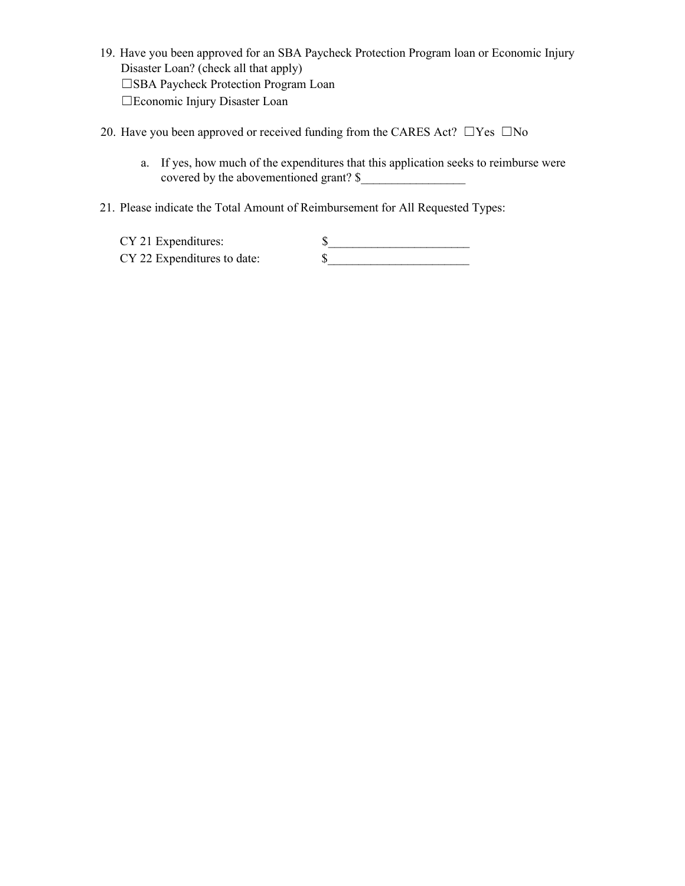19. Have you been approved for an SBA Paycheck Protection Program loan or Economic Injury Disaster Loan? (check all that apply)
    ☐SBA Paycheck Protection Program Loan
    ☐Economic Injury Disaster Loan

20. Have you been approved or received funding from the CARES Act? ☐Yes ☐No

    a. If yes, how much of the expenditures that this application seeks to reimburse were covered by the abovementioned grant? $_________________

21. Please indicate the Total Amount of Reimbursement for All Requested Types:

    CY 21 Expenditures: $_______________________
    CY 22 Expenditures to date: $_______________________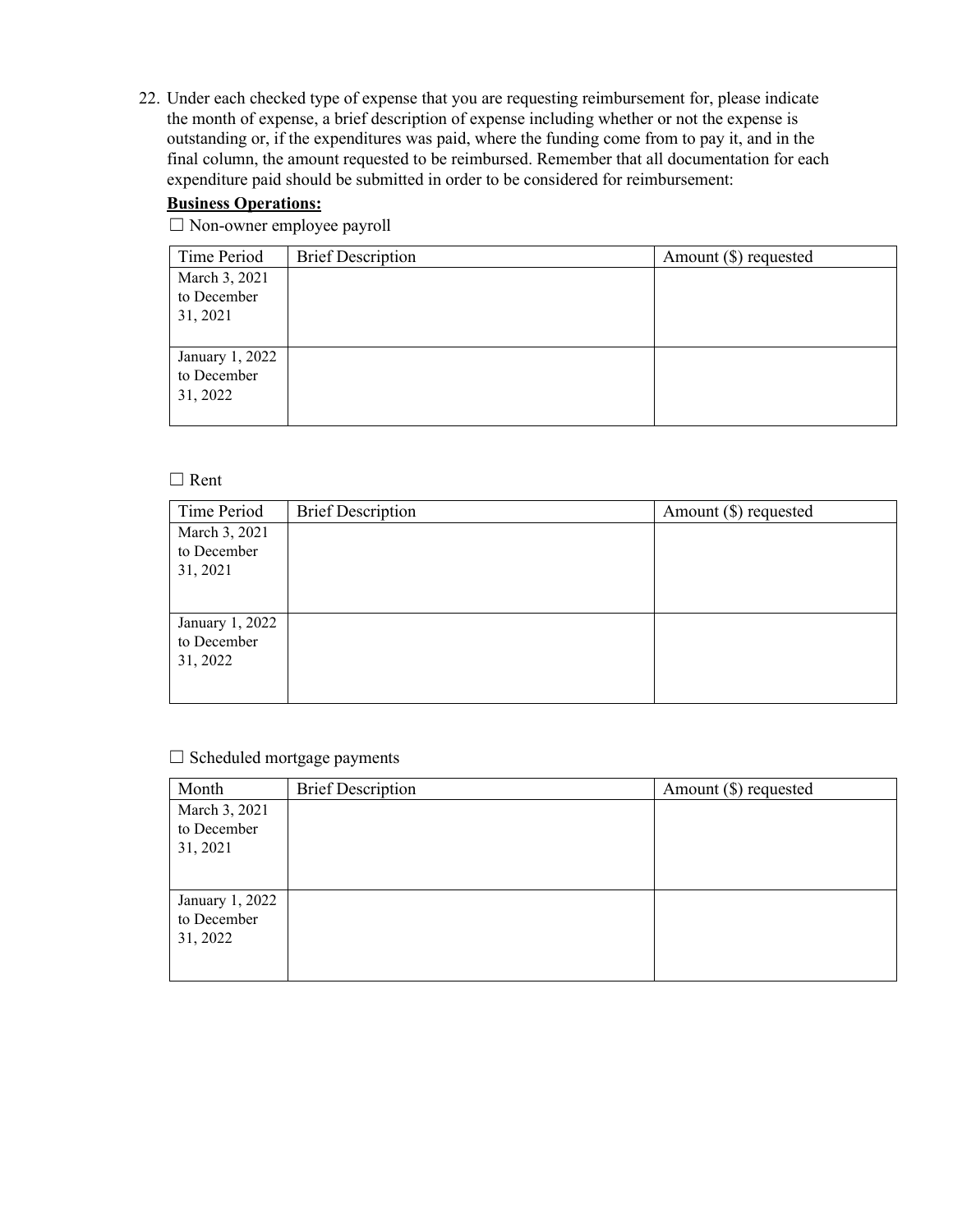22. Under each checked type of expense that you are requesting reimbursement for, please indicate the month of expense, a brief description of expense including whether or not the expense is outstanding or, if the expenditures was paid, where the funding come from to pay it, and in the final column, the amount requested to be reimbursed. Remember that all documentation for each expenditure paid should be submitted in order to be considered for reimbursement:

**<u>Business Operations:</u>**

☐ Non-owner employee payroll

| Time Period | Brief Description | Amount ($) requested |
|---|---|---|
| March 3, 2021 to December 31, 2021 | | |
| January 1, 2022 to December 31, 2022 | | |

☐ Rent

| Time Period | Brief Description | Amount ($) requested |
|---|---|---|
| March 3, 2021 to December 31, 2021 | | |
| January 1, 2022 to December 31, 2022 | | |

☐ Scheduled mortgage payments

| Month | Brief Description | Amount ($) requested |
|---|---|---|
| March 3, 2021 to December 31, 2021 | | |
| January 1, 2022 to December 31, 2022 | | |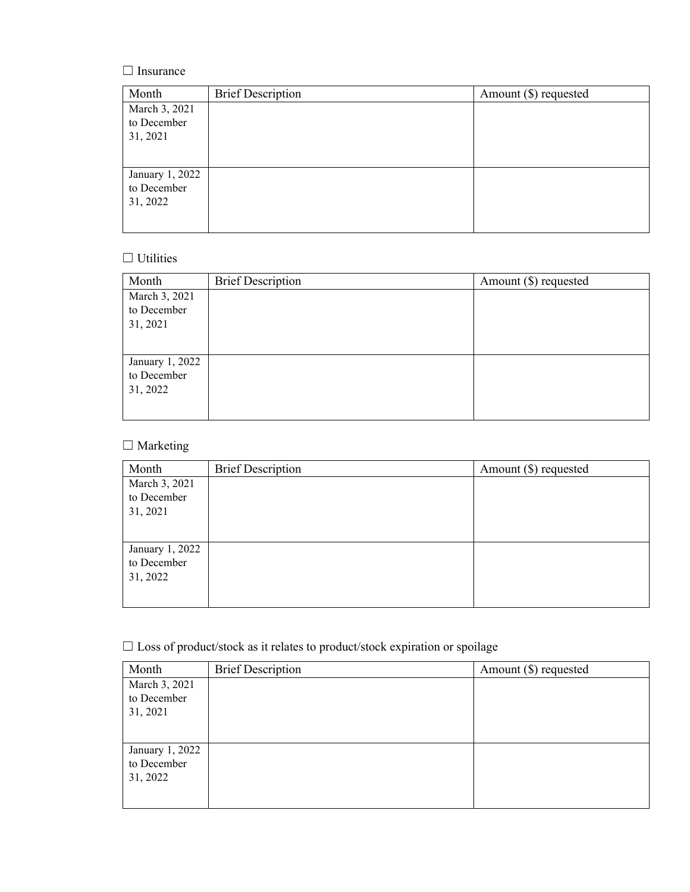☐ Insurance

| Month | Brief Description | Amount ($) requested |
|---|---|---|
| March 3, 2021 to December 31, 2021 | | |
| January 1, 2022 to December 31, 2022 | | |

☐ Utilities

| Month | Brief Description | Amount ($) requested |
|---|---|---|
| March 3, 2021 to December 31, 2021 | | |
| January 1, 2022 to December 31, 2022 | | |

☐ Marketing

| Month | Brief Description | Amount ($) requested |
|---|---|---|
| March 3, 2021 to December 31, 2021 | | |
| January 1, 2022 to December 31, 2022 | | |

☐ Loss of product/stock as it relates to product/stock expiration or spoilage

| Month | Brief Description | Amount ($) requested |
|---|---|---|
| March 3, 2021 to December 31, 2021 | | |
| January 1, 2022 to December 31, 2022 | | |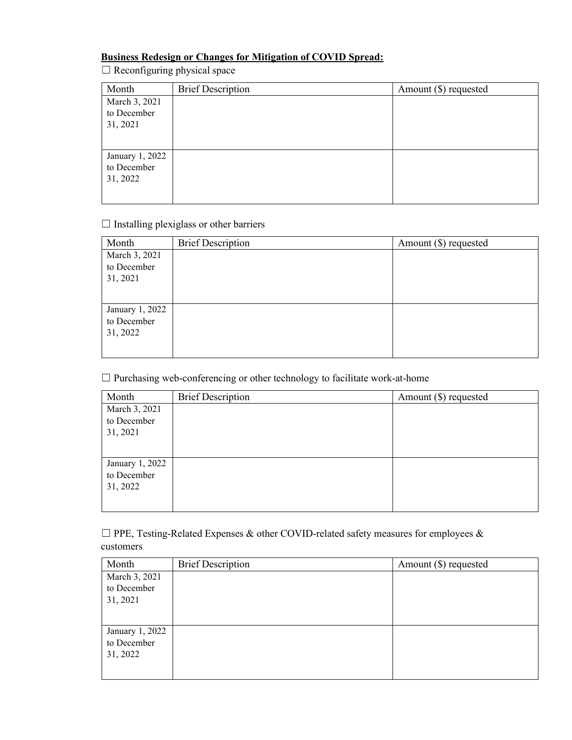**Business Redesign or Changes for Mitigation of COVID Spread:**

☐ Reconfiguring physical space

| Month | Brief Description | Amount ($) requested |
| --- | --- | --- |
| March 3, 2021 to December 31, 2021 | | |
| January 1, 2022 to December 31, 2022 | | |

☐ Installing plexiglass or other barriers

| Month | Brief Description | Amount ($) requested |
| --- | --- | --- |
| March 3, 2021 to December 31, 2021 | | |
| January 1, 2022 to December 31, 2022 | | |

☐ Purchasing web-conferencing or other technology to facilitate work-at-home

| Month | Brief Description | Amount ($) requested |
| --- | --- | --- |
| March 3, 2021 to December 31, 2021 | | |
| January 1, 2022 to December 31, 2022 | | |

☐ PPE, Testing-Related Expenses & other COVID-related safety measures for employees & customers

| Month | Brief Description | Amount ($) requested |
| --- | --- | --- |
| March 3, 2021 to December 31, 2021 | | |
| January 1, 2022 to December 31, 2022 | | |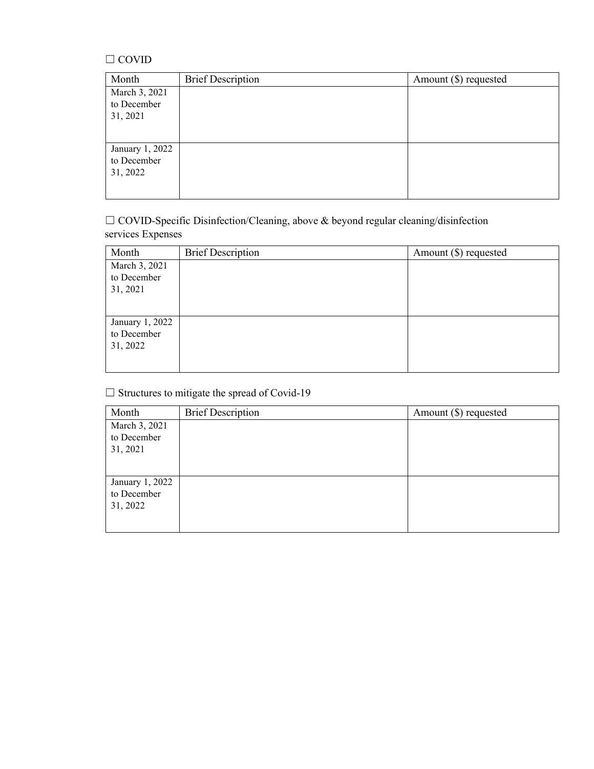☐ COVID

| Month | Brief Description | Amount ($) requested |
|---|---|---|
| March 3, 2021 to December 31, 2021 | | |
| January 1, 2022 to December 31, 2022 | | |

☐ COVID-Specific Disinfection/Cleaning, above & beyond regular cleaning/disinfection services Expenses

| Month | Brief Description | Amount ($) requested |
|---|---|---|
| March 3, 2021 to December 31, 2021 | | |
| January 1, 2022 to December 31, 2022 | | |

☐ Structures to mitigate the spread of Covid-19

| Month | Brief Description | Amount ($) requested |
|---|---|---|
| March 3, 2021 to December 31, 2021 | | |
| January 1, 2022 to December 31, 2022 | | |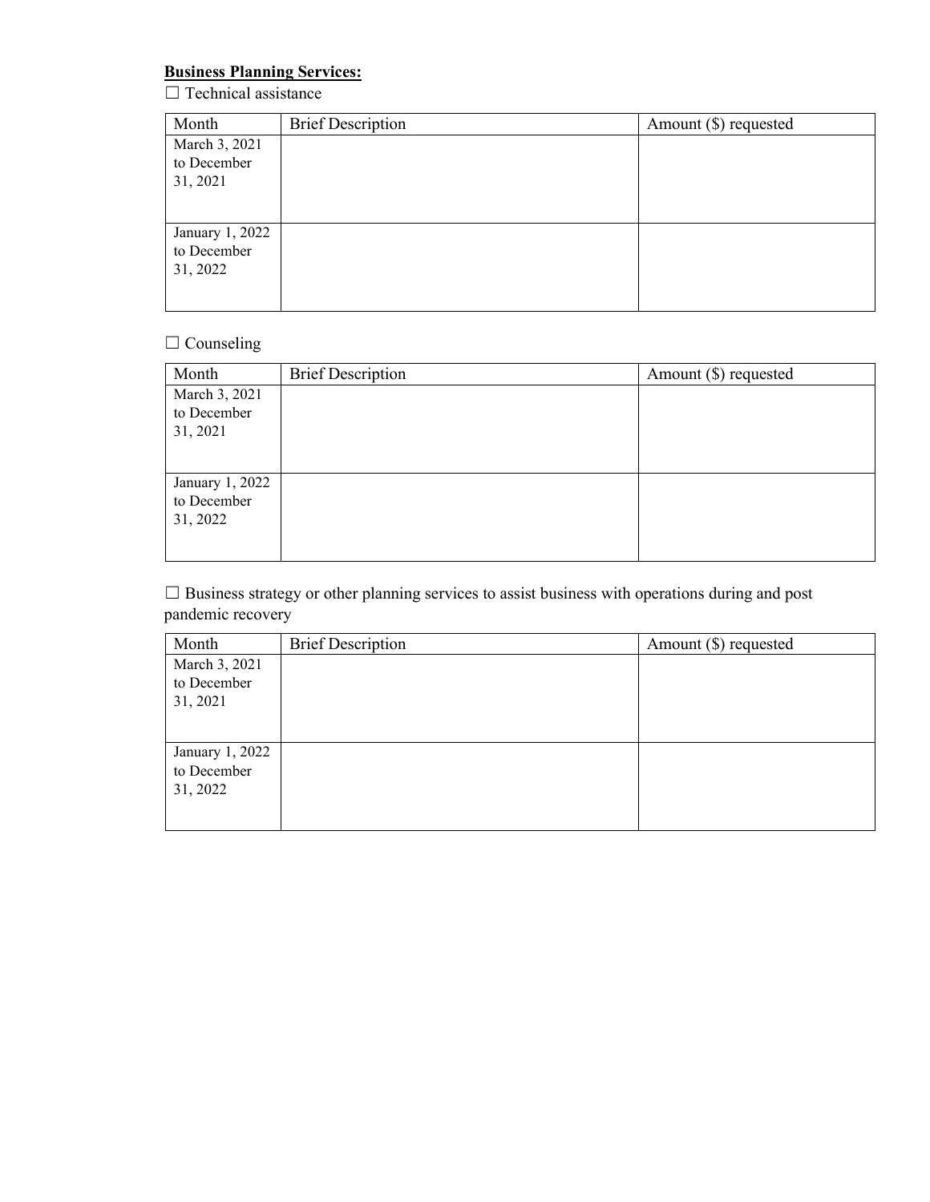**Business Planning Services:**

☐ Technical assistance

| Month | Brief Description | Amount ($) requested |
| --- | --- | --- |
| March 3, 2021 to December 31, 2021 | | |
| January 1, 2022 to December 31, 2022 | | |

☐ Counseling

| Month | Brief Description | Amount ($) requested |
| --- | --- | --- |
| March 3, 2021 to December 31, 2021 | | |
| January 1, 2022 to December 31, 2022 | | |

☐ Business strategy or other planning services to assist business with operations during and post pandemic recovery

| Month | Brief Description | Amount ($) requested |
| --- | --- | --- |
| March 3, 2021 to December 31, 2021 | | |
| January 1, 2022 to December 31, 2022 | | |